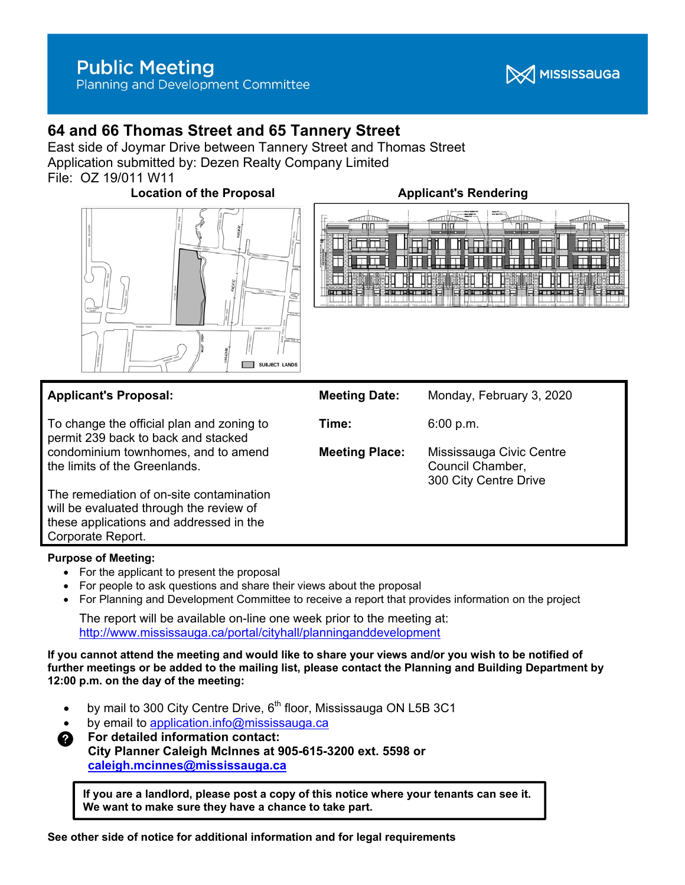# Public Meeting
Planning and Development Committee

MISSISSAUGA

## 64 and 66 Thomas Street and 65 Tannery Street

East side of Joymar Drive between Tannery Street and Thomas Street
Application submitted by: Dezen Realty Company Limited
File: OZ 19/011 W11

**Location of the Proposal** **Applicant's Rendering**

| **Applicant's Proposal:** | **Meeting Date:** | Monday, February 3, 2020 |
|---|---|---|
| To change the official plan and zoning to permit 239 back to back and stacked condominium townhomes, and to amend the limits of the Greenlands. | **Time:** | 6:00 p.m. |
| The remediation of on-site contamination will be evaluated through the review of these applications and addressed in the Corporate Report. | **Meeting Place:** | Mississauga Civic Centre Council Chamber, 300 City Centre Drive |

**Purpose of Meeting:**

- For the applicant to present the proposal
- For people to ask questions and share their views about the proposal
- For Planning and Development Committee to receive a report that provides information on the project

The report will be available on-line one week prior to the meeting at:
http://www.mississauga.ca/portal/cityhall/planninganddevelopment

**If you cannot attend the meeting and would like to share your views and/or you wish to be notified of further meetings or be added to the mailing list, please contact the Planning and Building Department by 12:00 p.m. on the day of the meeting:**

- by mail to 300 City Centre Drive, 6th floor, Mississauga ON L5B 3C1
- by email to application.info@mississauga.ca

**For detailed information contact:**
**City Planner Caleigh McInnes at 905-615-3200 ext. 5598 or**
**caleigh.mcinnes@mississauga.ca**

**If you are a landlord, please post a copy of this notice where your tenants can see it. We want to make sure they have a chance to take part.**

**See other side of notice for additional information and for legal requirements**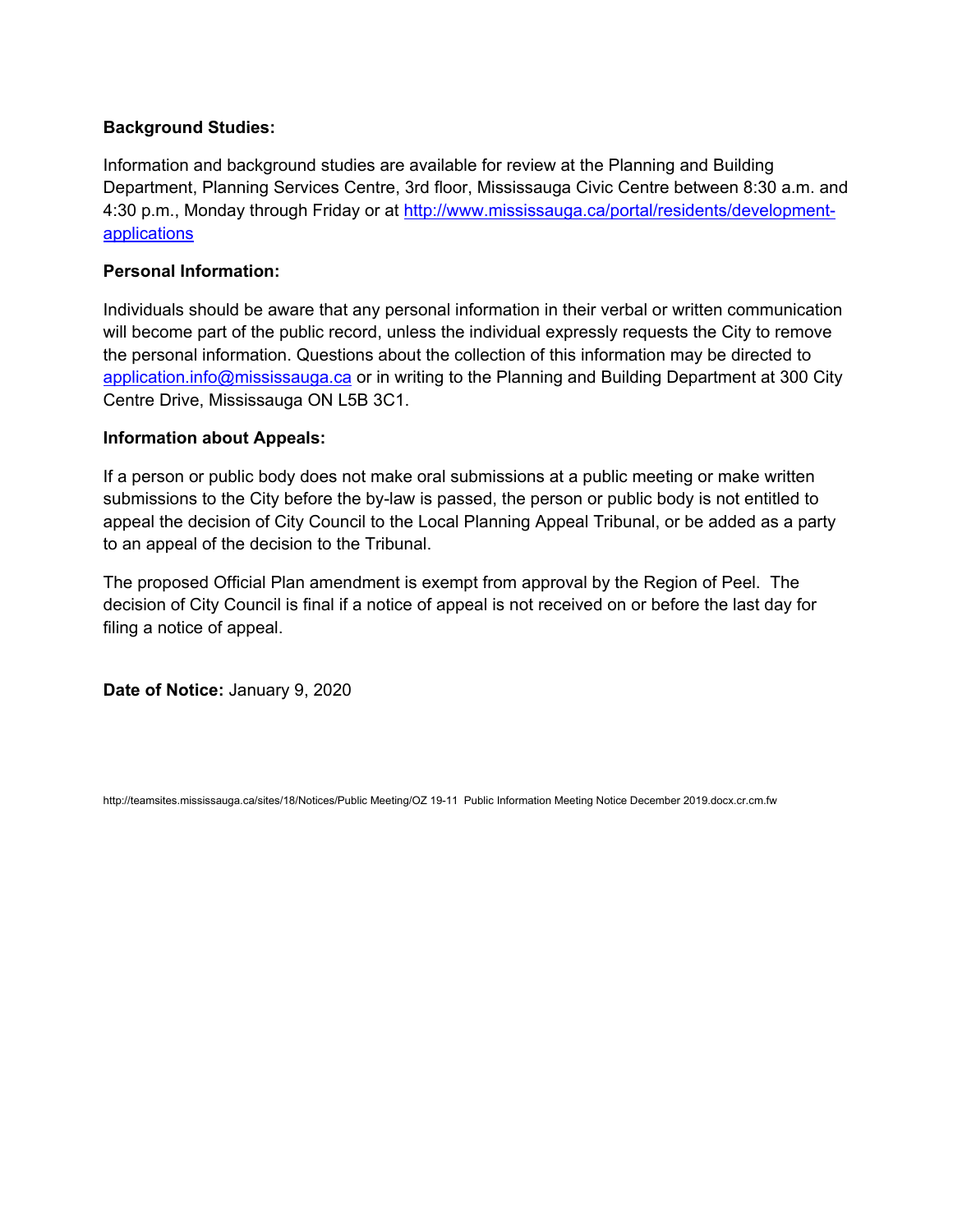**Background Studies:**

Information and background studies are available for review at the Planning and Building Department, Planning Services Centre, 3rd floor, Mississauga Civic Centre between 8:30 a.m. and 4:30 p.m., Monday through Friday or at http://www.mississauga.ca/portal/residents/development-applications

**Personal Information:**

Individuals should be aware that any personal information in their verbal or written communication will become part of the public record, unless the individual expressly requests the City to remove the personal information. Questions about the collection of this information may be directed to application.info@mississauga.ca or in writing to the Planning and Building Department at 300 City Centre Drive, Mississauga ON L5B 3C1.

**Information about Appeals:**

If a person or public body does not make oral submissions at a public meeting or make written submissions to the City before the by-law is passed, the person or public body is not entitled to appeal the decision of City Council to the Local Planning Appeal Tribunal, or be added as a party to an appeal of the decision to the Tribunal.

The proposed Official Plan amendment is exempt from approval by the Region of Peel. The decision of City Council is final if a notice of appeal is not received on or before the last day for filing a notice of appeal.

**Date of Notice:** January 9, 2020

http://teamsites.mississauga.ca/sites/18/Notices/Public Meeting/OZ 19-11 Public Information Meeting Notice December 2019.docx.cr.cm.fw